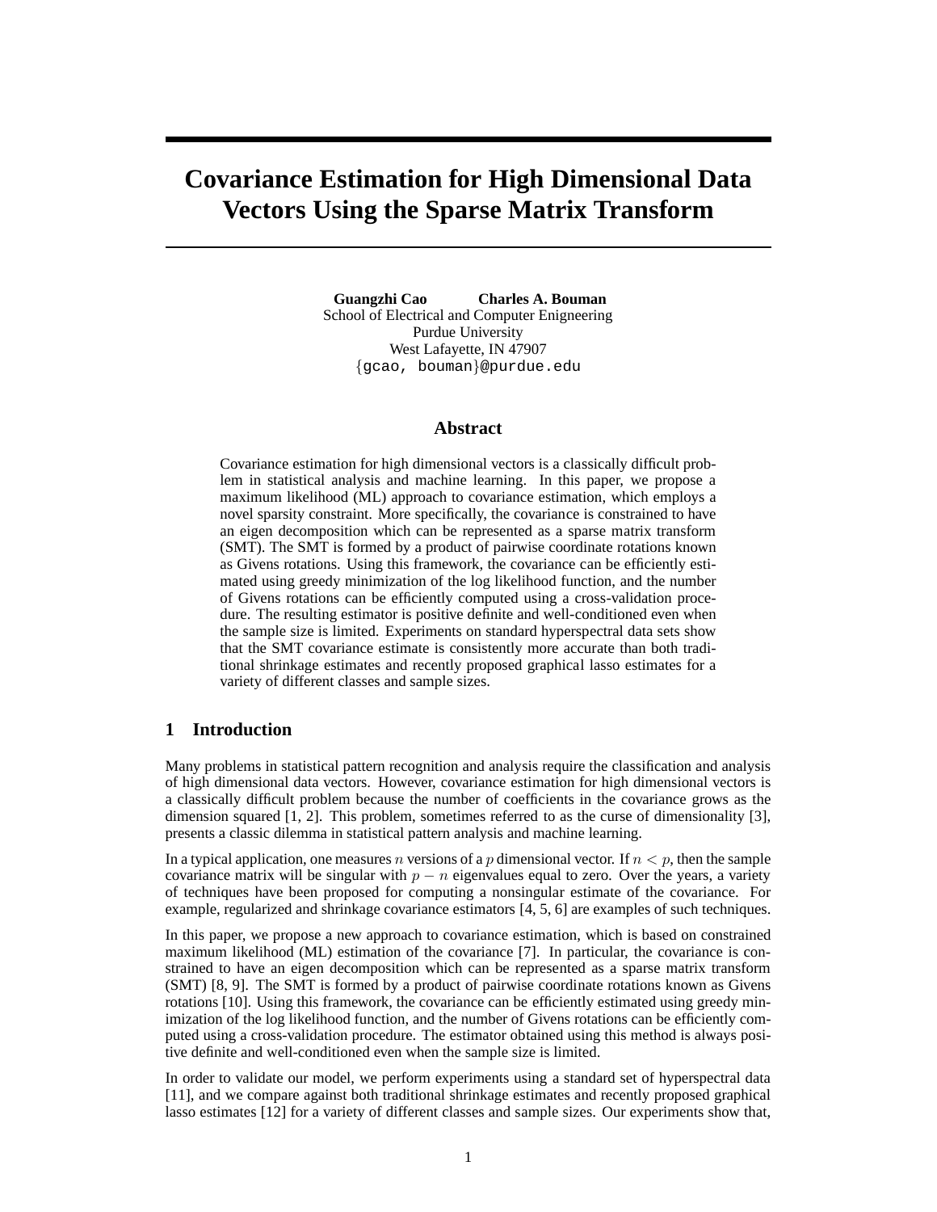# Covariance Estimation for High Dimensional Data Vectors Using the Sparse Matrix Transform

**Guangzhi Cao** **Charles A. Bouman**
School of Electrical and Computer Enigneering
Purdue University
West Lafayette, IN 47907
{gcao, bouman}@purdue.edu

## Abstract

Covariance estimation for high dimensional vectors is a classically difficult problem in statistical analysis and machine learning. In this paper, we propose a maximum likelihood (ML) approach to covariance estimation, which employs a novel sparsity constraint. More specifically, the covariance is constrained to have an eigen decomposition which can be represented as a sparse matrix transform (SMT). The SMT is formed by a product of pairwise coordinate rotations known as Givens rotations. Using this framework, the covariance can be efficiently estimated using greedy minimization of the log likelihood function, and the number of Givens rotations can be efficiently computed using a cross-validation procedure. The resulting estimator is positive definite and well-conditioned even when the sample size is limited. Experiments on standard hyperspectral data sets show that the SMT covariance estimate is consistently more accurate than both traditional shrinkage estimates and recently proposed graphical lasso estimates for a variety of different classes and sample sizes.

## 1 Introduction

Many problems in statistical pattern recognition and analysis require the classification and analysis of high dimensional data vectors. However, covariance estimation for high dimensional vectors is a classically difficult problem because the number of coefficients in the covariance grows as the dimension squared [1, 2]. This problem, sometimes referred to as the curse of dimensionality [3], presents a classic dilemma in statistical pattern analysis and machine learning.

In a typical application, one measures $n$ versions of a $p$ dimensional vector. If $n < p$, then the sample covariance matrix will be singular with $p - n$ eigenvalues equal to zero. Over the years, a variety of techniques have been proposed for computing a nonsingular estimate of the covariance. For example, regularized and shrinkage covariance estimators [4, 5, 6] are examples of such techniques.

In this paper, we propose a new approach to covariance estimation, which is based on constrained maximum likelihood (ML) estimation of the covariance [7]. In particular, the covariance is constrained to have an eigen decomposition which can be represented as a sparse matrix transform (SMT) [8, 9]. The SMT is formed by a product of pairwise coordinate rotations known as Givens rotations [10]. Using this framework, the covariance can be efficiently estimated using greedy minimization of the log likelihood function, and the number of Givens rotations can be efficiently computed using a cross-validation procedure. The estimator obtained using this method is always positive definite and well-conditioned even when the sample size is limited.

In order to validate our model, we perform experiments using a standard set of hyperspectral data [11], and we compare against both traditional shrinkage estimates and recently proposed graphical lasso estimates [12] for a variety of different classes and sample sizes. Our experiments show that,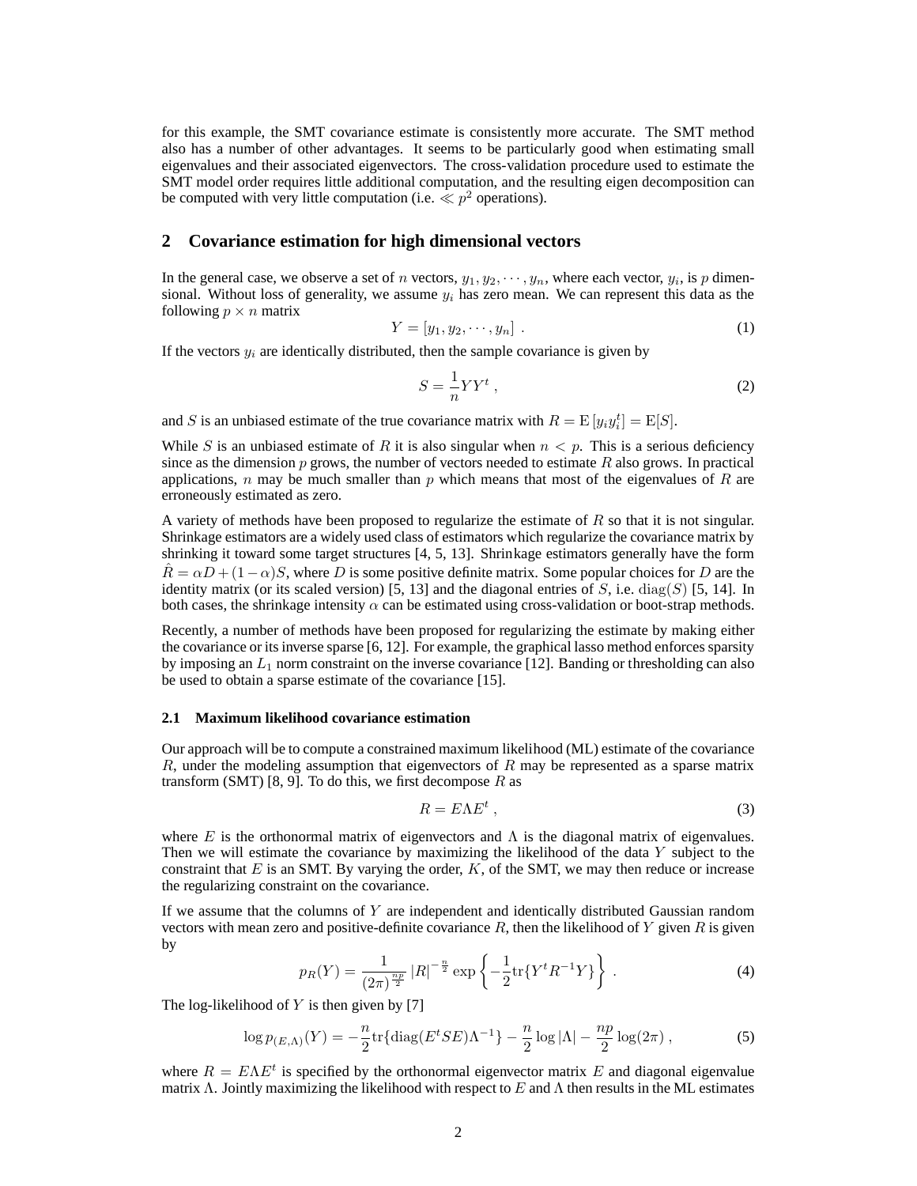for this example, the SMT covariance estimate is consistently more accurate. The SMT method also has a number of other advantages. It seems to be particularly good when estimating small eigenvalues and their associated eigenvectors. The cross-validation procedure used to estimate the SMT model order requires little additional computation, and the resulting eigen decomposition can be computed with very little computation (i.e. $\ll p^2$ operations).

## 2 Covariance estimation for high dimensional vectors

In the general case, we observe a set of $n$ vectors, $y_1, y_2, \cdots, y_n$, where each vector, $y_i$, is $p$ dimensional. Without loss of generality, we assume $y_i$ has zero mean. We can represent this data as the following $p \times n$ matrix

$$Y = [y_1, y_2, \cdots, y_n] \; . \tag{1}$$

If the vectors $y_i$ are identically distributed, then the sample covariance is given by

$$S = \frac{1}{n} Y Y^t \; , \tag{2}$$

and $S$ is an unbiased estimate of the true covariance matrix with $R = \mathrm{E}\left[y_i y_i^t\right] = \mathrm{E}[S]$.

While $S$ is an unbiased estimate of $R$ it is also singular when $n < p$. This is a serious deficiency since as the dimension $p$ grows, the number of vectors needed to estimate $R$ also grows. In practical applications, $n$ may be much smaller than $p$ which means that most of the eigenvalues of $R$ are erroneously estimated as zero.

A variety of methods have been proposed to regularize the estimate of $R$ so that it is not singular. Shrinkage estimators are a widely used class of estimators which regularize the covariance matrix by shrinking it toward some target structures [4, 5, 13]. Shrinkage estimators generally have the form $\hat{R} = \alpha D + (1 - \alpha) S$, where $D$ is some positive definite matrix. Some popular choices for $D$ are the identity matrix (or its scaled version) [5, 13] and the diagonal entries of $S$, i.e. $\mathrm{diag}(S)$ [5, 14]. In both cases, the shrinkage intensity $\alpha$ can be estimated using cross-validation or boot-strap methods.

Recently, a number of methods have been proposed for regularizing the estimate by making either the covariance or its inverse sparse [6, 12]. For example, the graphical lasso method enforces sparsity by imposing an $L_1$ norm constraint on the inverse covariance [12]. Banding or thresholding can also be used to obtain a sparse estimate of the covariance [15].

### 2.1 Maximum likelihood covariance estimation

Our approach will be to compute a constrained maximum likelihood (ML) estimate of the covariance $R$, under the modeling assumption that eigenvectors of $R$ may be represented as a sparse matrix transform (SMT) [8, 9]. To do this, we first decompose $R$ as

$$R = E \Lambda E^t \; , \tag{3}$$

where $E$ is the orthonormal matrix of eigenvectors and $\Lambda$ is the diagonal matrix of eigenvalues. Then we will estimate the covariance by maximizing the likelihood of the data $Y$ subject to the constraint that $E$ is an SMT. By varying the order, $K$, of the SMT, we may then reduce or increase the regularizing constraint on the covariance.

If we assume that the columns of $Y$ are independent and identically distributed Gaussian random vectors with mean zero and positive-definite covariance $R$, then the likelihood of $Y$ given $R$ is given by

$$p_R(Y) = \frac{1}{(2\pi)^{\frac{np}{2}}} \left| R \right|^{-\frac{n}{2}} \exp\left\{ -\frac{1}{2} \mathrm{tr}\{ Y^t R^{-1} Y \} \right\} \; . \tag{4}$$

The log-likelihood of $Y$ is then given by [7]

$$\log p_{(E,\Lambda)}(Y) = -\frac{n}{2} \mathrm{tr}\{ \mathrm{diag}(E^t S E) \Lambda^{-1} \} - \frac{n}{2} \log |\Lambda| - \frac{np}{2} \log(2\pi) \; , \tag{5}$$

where $R = E \Lambda E^t$ is specified by the orthonormal eigenvector matrix $E$ and diagonal eigenvalue matrix $\Lambda$. Jointly maximizing the likelihood with respect to $E$ and $\Lambda$ then results in the ML estimates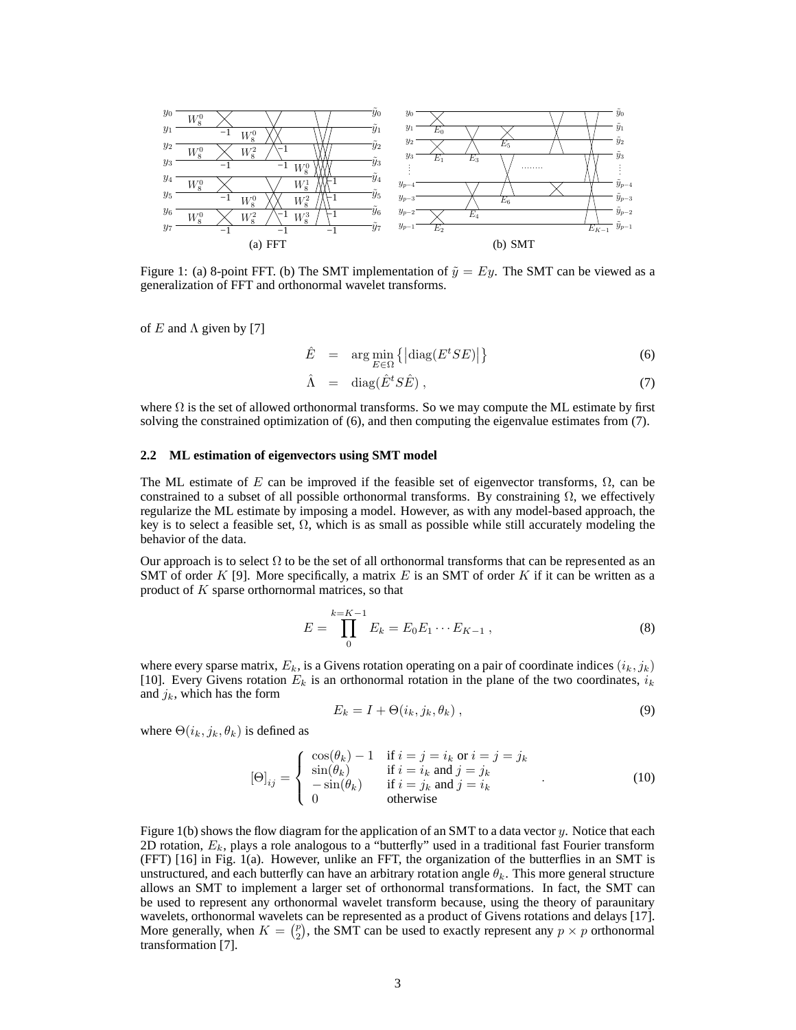Figure 1: (a) 8-point FFT. (b) The SMT implementation of $\tilde{y} = Ey$. The SMT can be viewed as a generalization of FFT and orthonormal wavelet transforms.

of $E$ and $\Lambda$ given by [7]

$$\hat{E} = \arg\min_{E \in \Omega} \left\{ \left| \mathrm{diag}(E^t S E) \right| \right\} \tag{6}$$

$$\hat{\Lambda} = \mathrm{diag}(\hat{E}^t S \hat{E}) , \tag{7}$$

where $\Omega$ is the set of allowed orthonormal transforms. So we may compute the ML estimate by first solving the constrained optimization of (6), and then computing the eigenvalue estimates from (7).

### 2.2 ML estimation of eigenvectors using SMT model

The ML estimate of $E$ can be improved if the feasible set of eigenvector transforms, $\Omega$, can be constrained to a subset of all possible orthonormal transforms. By constraining $\Omega$, we effectively regularize the ML estimate by imposing a model. However, as with any model-based approach, the key is to select a feasible set, $\Omega$, which is as small as possible while still accurately modeling the behavior of the data.

Our approach is to select $\Omega$ to be the set of all orthonormal transforms that can be represented as an SMT of order $K$ [9]. More specifically, a matrix $E$ is an SMT of order $K$ if it can be written as a product of $K$ sparse orthornormal matrices, so that

$$E = \prod_{0}^{k=K-1} E_k = E_0 E_1 \cdots E_{K-1} , \tag{8}$$

where every sparse matrix, $E_k$, is a Givens rotation operating on a pair of coordinate indices $(i_k, j_k)$ [10]. Every Givens rotation $E_k$ is an orthonormal rotation in the plane of the two coordinates, $i_k$ and $j_k$, which has the form

$$E_k = I + \Theta(i_k, j_k, \theta_k) , \tag{9}$$

where $\Theta(i_k, j_k, \theta_k)$ is defined as

$$[\Theta]_{ij} = \begin{cases} \cos(\theta_k) - 1 & \text{if } i = j = i_k \text{ or } i = j = j_k \\ \sin(\theta_k) & \text{if } i = i_k \text{ and } j = j_k \\ -\sin(\theta_k) & \text{if } i = j_k \text{ and } j = i_k \\ 0 & \text{otherwise} \end{cases} . \tag{10}$$

Figure 1(b) shows the flow diagram for the application of an SMT to a data vector $y$. Notice that each 2D rotation, $E_k$, plays a role analogous to a "butterfly" used in a traditional fast Fourier transform (FFT) [16] in Fig. 1(a). However, unlike an FFT, the organization of the butterflies in an SMT is unstructured, and each butterfly can have an arbitrary rotation angle $\theta_k$. This more general structure allows an SMT to implement a larger set of orthonormal transformations. In fact, the SMT can be used to represent any orthonormal wavelet transform because, using the theory of paraunitary wavelets, orthonormal wavelets can be represented as a product of Givens rotations and delays [17]. More generally, when $K = \binom{p}{2}$, the SMT can be used to exactly represent any $p \times p$ orthonormal transformation [7].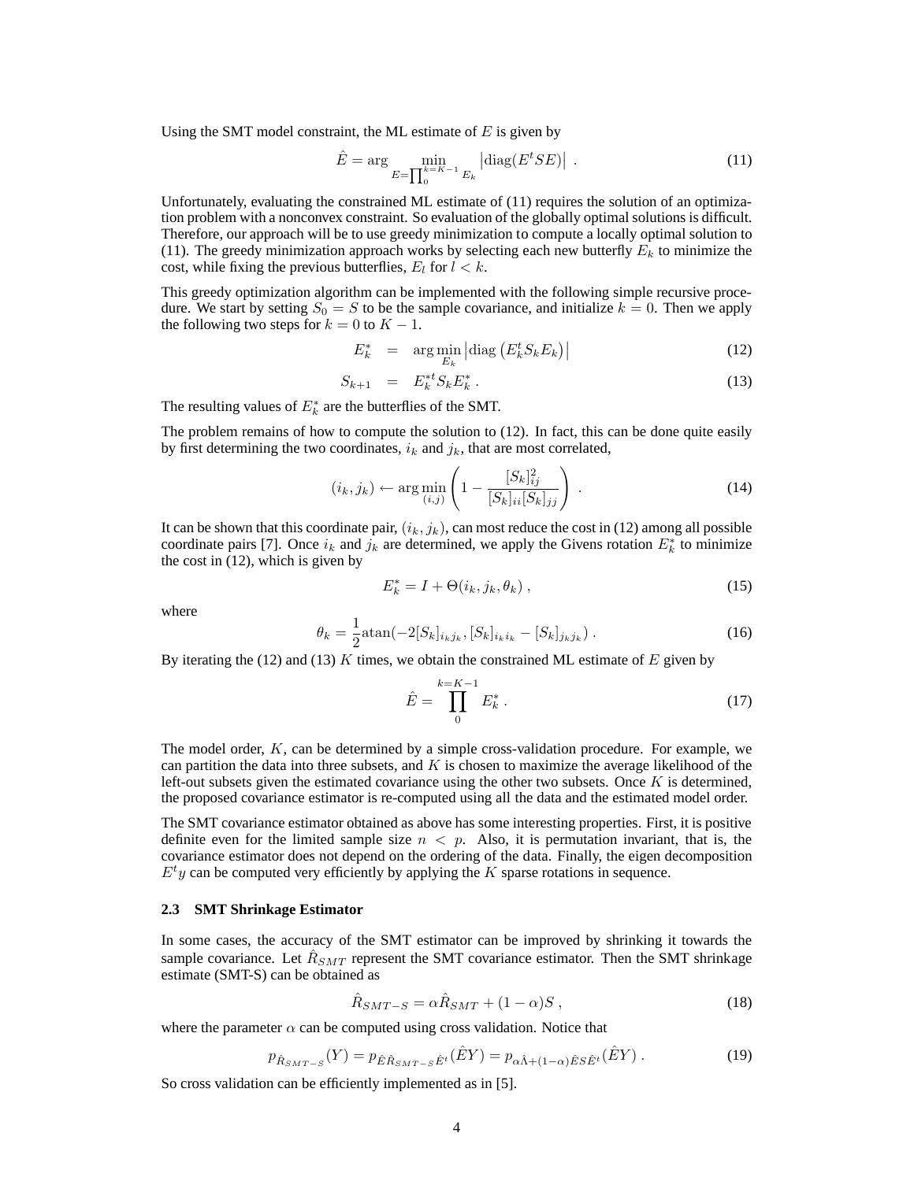Using the SMT model constraint, the ML estimate of $E$ is given by

$$\hat{E} = \arg \min_{E=\prod_{0}^{k=K-1} E_k} \left|\text{diag}(E^t S E)\right| \ . \tag{11}$$

Unfortunately, evaluating the constrained ML estimate of (11) requires the solution of an optimization problem with a nonconvex constraint. So evaluation of the globally optimal solutions is difficult. Therefore, our approach will be to use greedy minimization to compute a locally optimal solution to (11). The greedy minimization approach works by selecting each new butterfly $E_k$ to minimize the cost, while fixing the previous butterflies, $E_l$ for $l < k$.

This greedy optimization algorithm can be implemented with the following simple recursive procedure. We start by setting $S_0 = S$ to be the sample covariance, and initialize $k = 0$. Then we apply the following two steps for $k = 0$ to $K - 1$.

$$E_k^* = \arg\min_{E_k} \left|\text{diag}\left(E_k^t S_k E_k\right)\right| \tag{12}$$

$$S_{k+1} = E_k^{*t} S_k E_k^* \ . \tag{13}$$

The resulting values of $E_k^*$ are the butterflies of the SMT.

The problem remains of how to compute the solution to (12). In fact, this can be done quite easily by first determining the two coordinates, $i_k$ and $j_k$, that are most correlated,

$$(i_k, j_k) \leftarrow \arg\min_{(i,j)} \left(1 - \frac{[S_k]_{ij}^2}{[S_k]_{ii}[S_k]_{jj}}\right) \ . \tag{14}$$

It can be shown that this coordinate pair, $(i_k, j_k)$, can most reduce the cost in (12) among all possible coordinate pairs [7]. Once $i_k$ and $j_k$ are determined, we apply the Givens rotation $E_k^*$ to minimize the cost in (12), which is given by

$$E_k^* = I + \Theta(i_k, j_k, \theta_k) \ , \tag{15}$$

where

$$\theta_k = \frac{1}{2}\text{atan}(-2[S_k]_{i_k j_k}, [S_k]_{i_k i_k} - [S_k]_{j_k j_k}) \ . \tag{16}$$

By iterating the (12) and (13) $K$ times, we obtain the constrained ML estimate of $E$ given by

$$\hat{E} = \prod_{0}^{k=K-1} E_k^* \ . \tag{17}$$

The model order, $K$, can be determined by a simple cross-validation procedure. For example, we can partition the data into three subsets, and $K$ is chosen to maximize the average likelihood of the left-out subsets given the estimated covariance using the other two subsets. Once $K$ is determined, the proposed covariance estimator is re-computed using all the data and the estimated model order.

The SMT covariance estimator obtained as above has some interesting properties. First, it is positive definite even for the limited sample size $n < p$. Also, it is permutation invariant, that is, the covariance estimator does not depend on the ordering of the data. Finally, the eigen decomposition $E^t y$ can be computed very efficiently by applying the $K$ sparse rotations in sequence.

### 2.3 SMT Shrinkage Estimator

In some cases, the accuracy of the SMT estimator can be improved by shrinking it towards the sample covariance. Let $\hat{R}_{SMT}$ represent the SMT covariance estimator. Then the SMT shrinkage estimate (SMT-S) can be obtained as

$$\hat{R}_{SMT-S} = \alpha \hat{R}_{SMT} + (1 - \alpha) S \ , \tag{18}$$

where the parameter $\alpha$ can be computed using cross validation. Notice that

$$p_{\hat{R}_{SMT-S}}(Y) = p_{\hat{E}\hat{R}_{SMT-S}\hat{E}^t}(\hat{E}Y) = p_{\alpha\hat{\Lambda}+(1-\alpha)\hat{E}S\hat{E}^t}(\hat{E}Y) \ . \tag{19}$$

So cross validation can be efficiently implemented as in [5].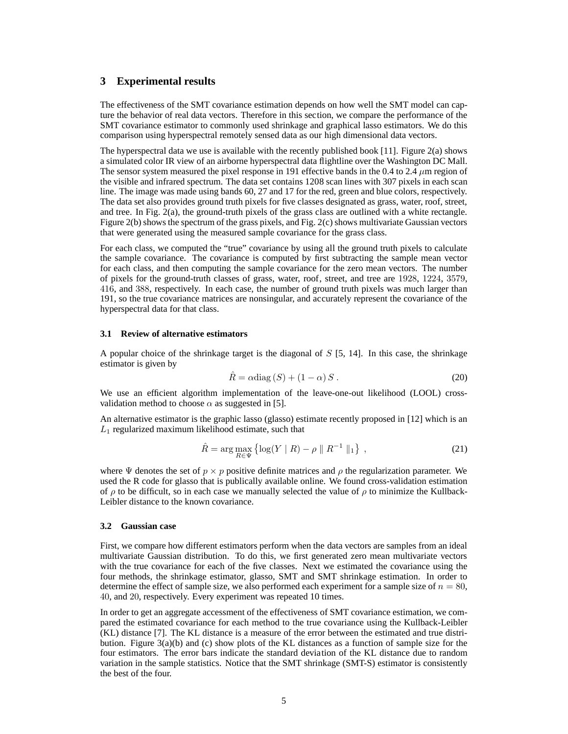## 3 Experimental results

The effectiveness of the SMT covariance estimation depends on how well the SMT model can capture the behavior of real data vectors. Therefore in this section, we compare the performance of the SMT covariance estimator to commonly used shrinkage and graphical lasso estimators. We do this comparison using hyperspectral remotely sensed data as our high dimensional data vectors.

The hyperspectral data we use is available with the recently published book [11]. Figure 2(a) shows a simulated color IR view of an airborne hyperspectral data flightline over the Washington DC Mall. The sensor system measured the pixel response in 191 effective bands in the 0.4 to 2.4 $\mu$m region of the visible and infrared spectrum. The data set contains 1208 scan lines with 307 pixels in each scan line. The image was made using bands 60, 27 and 17 for the red, green and blue colors, respectively. The data set also provides ground truth pixels for five classes designated as grass, water, roof, street, and tree. In Fig. 2(a), the ground-truth pixels of the grass class are outlined with a white rectangle. Figure 2(b) shows the spectrum of the grass pixels, and Fig. 2(c) shows multivariate Gaussian vectors that were generated using the measured sample covariance for the grass class.

For each class, we computed the "true" covariance by using all the ground truth pixels to calculate the sample covariance. The covariance is computed by first subtracting the sample mean vector for each class, and then computing the sample covariance for the zero mean vectors. The number of pixels for the ground-truth classes of grass, water, roof, street, and tree are $1928$, $1224$, $3579$, $416$, and $388$, respectively. In each case, the number of ground truth pixels was much larger than 191, so the true covariance matrices are nonsingular, and accurately represent the covariance of the hyperspectral data for that class.

### 3.1 Review of alternative estimators

A popular choice of the shrinkage target is the diagonal of $S$ [5, 14]. In this case, the shrinkage estimator is given by

$$\hat{R} = \alpha \text{diag}\left(S\right) + \left(1 - \alpha\right) S \,. \tag{20}$$

We use an efficient algorithm implementation of the leave-one-out likelihood (LOOL) cross-validation method to choose $\alpha$ as suggested in [5].

An alternative estimator is the graphic lasso (glasso) estimate recently proposed in [12] which is an $L_1$ regularized maximum likelihood estimate, such that

$$\hat{R} = \arg\max_{R \in \Psi} \left\{ \log(Y \mid R) - \rho \parallel R^{-1} \parallel_1 \right\} \,, \tag{21}$$

where $\Psi$ denotes the set of $p \times p$ positive definite matrices and $\rho$ the regularization parameter. We used the R code for glasso that is publically available online. We found cross-validation estimation of $\rho$ to be difficult, so in each case we manually selected the value of $\rho$ to minimize the Kullback-Leibler distance to the known covariance.

### 3.2 Gaussian case

First, we compare how different estimators perform when the data vectors are samples from an ideal multivariate Gaussian distribution. To do this, we first generated zero mean multivariate vectors with the true covariance for each of the five classes. Next we estimated the covariance using the four methods, the shrinkage estimator, glasso, SMT and SMT shrinkage estimation. In order to determine the effect of sample size, we also performed each experiment for a sample size of $n = 80$, $40$, and $20$, respectively. Every experiment was repeated 10 times.

In order to get an aggregate accessment of the effectiveness of SMT covariance estimation, we compared the estimated covariance for each method to the true covariance using the Kullback-Leibler (KL) distance [7]. The KL distance is a measure of the error between the estimated and true distribution. Figure 3(a)(b) and (c) show plots of the KL distances as a function of sample size for the four estimators. The error bars indicate the standard deviation of the KL distance due to random variation in the sample statistics. Notice that the SMT shrinkage (SMT-S) estimator is consistently the best of the four.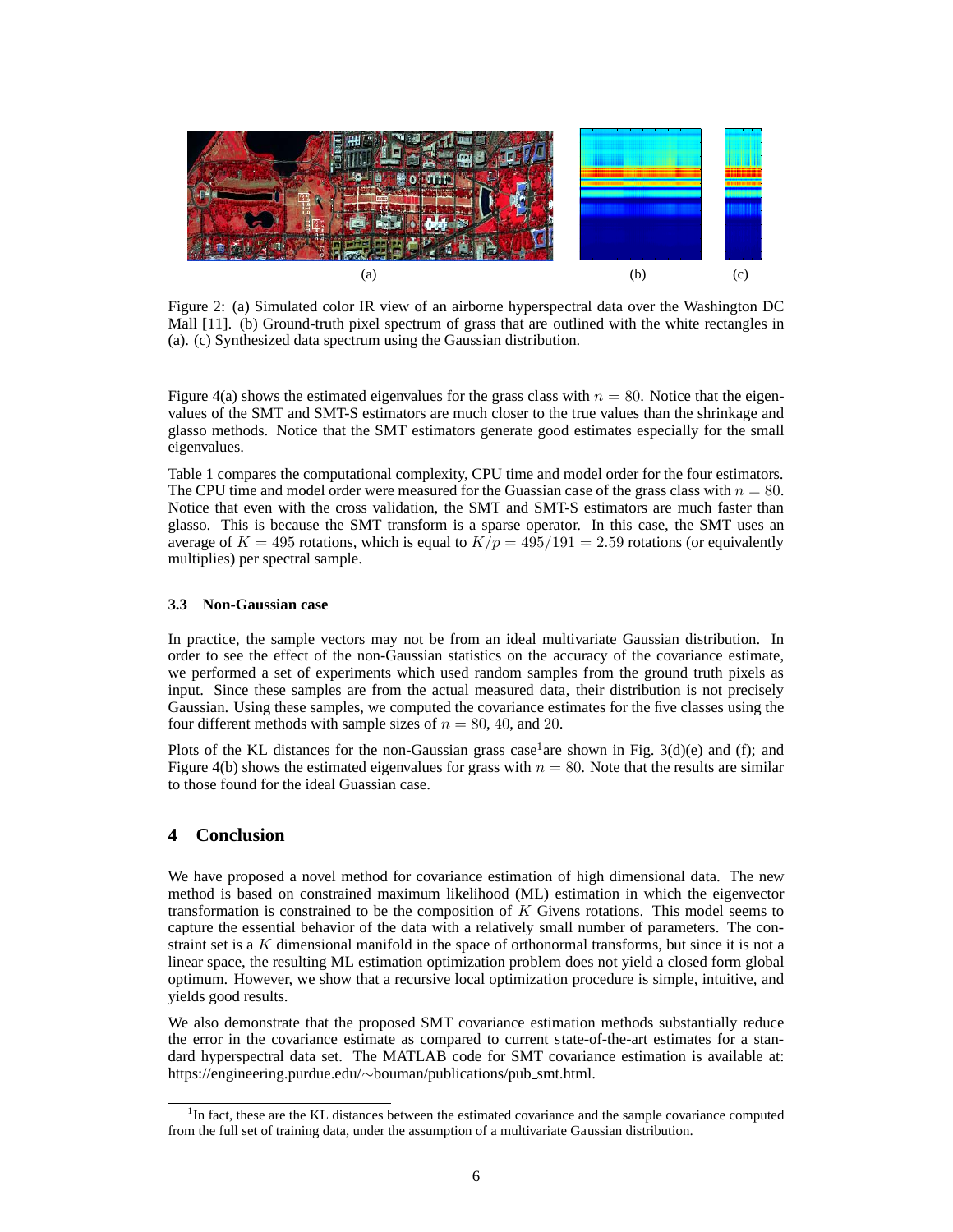Figure 2: (a) Simulated color IR view of an airborne hyperspectral data over the Washington DC Mall [11]. (b) Ground-truth pixel spectrum of grass that are outlined with the white rectangles in (a). (c) Synthesized data spectrum using the Gaussian distribution.

Figure 4(a) shows the estimated eigenvalues for the grass class with $n = 80$. Notice that the eigenvalues of the SMT and SMT-S estimators are much closer to the true values than the shrinkage and glasso methods. Notice that the SMT estimators generate good estimates especially for the small eigenvalues.

Table 1 compares the computational complexity, CPU time and model order for the four estimators. The CPU time and model order were measured for the Guassian case of the grass class with $n = 80$. Notice that even with the cross validation, the SMT and SMT-S estimators are much faster than glasso. This is because the SMT transform is a sparse operator. In this case, the SMT uses an average of $K = 495$ rotations, which is equal to $K/p = 495/191 = 2.59$ rotations (or equivalently multiplies) per spectral sample.

### 3.3 Non-Gaussian case

In practice, the sample vectors may not be from an ideal multivariate Gaussian distribution. In order to see the effect of the non-Gaussian statistics on the accuracy of the covariance estimate, we performed a set of experiments which used random samples from the ground truth pixels as input. Since these samples are from the actual measured data, their distribution is not precisely Gaussian. Using these samples, we computed the covariance estimates for the five classes using the four different methods with sample sizes of $n = 80$, $40$, and $20$.

Plots of the KL distances for the non-Gaussian grass case[1] are shown in Fig. 3(d)(e) and (f); and Figure 4(b) shows the estimated eigenvalues for grass with $n = 80$. Note that the results are similar to those found for the ideal Guassian case.

## 4 Conclusion

We have proposed a novel method for covariance estimation of high dimensional data. The new method is based on constrained maximum likelihood (ML) estimation in which the eigenvector transformation is constrained to be the composition of $K$ Givens rotations. This model seems to capture the essential behavior of the data with a relatively small number of parameters. The constraint set is a $K$ dimensional manifold in the space of orthonormal transforms, but since it is not a linear space, the resulting ML estimation optimization problem does not yield a closed form global optimum. However, we show that a recursive local optimization procedure is simple, intuitive, and yields good results.

We also demonstrate that the proposed SMT covariance estimation methods substantially reduce the error in the covariance estimate as compared to current state-of-the-art estimates for a standard hyperspectral data set. The MATLAB code for SMT covariance estimation is available at: https://engineering.purdue.edu/∼bouman/publications/pub_smt.html.

[1] In fact, these are the KL distances between the estimated covariance and the sample covariance computed from the full set of training data, under the assumption of a multivariate Gaussian distribution.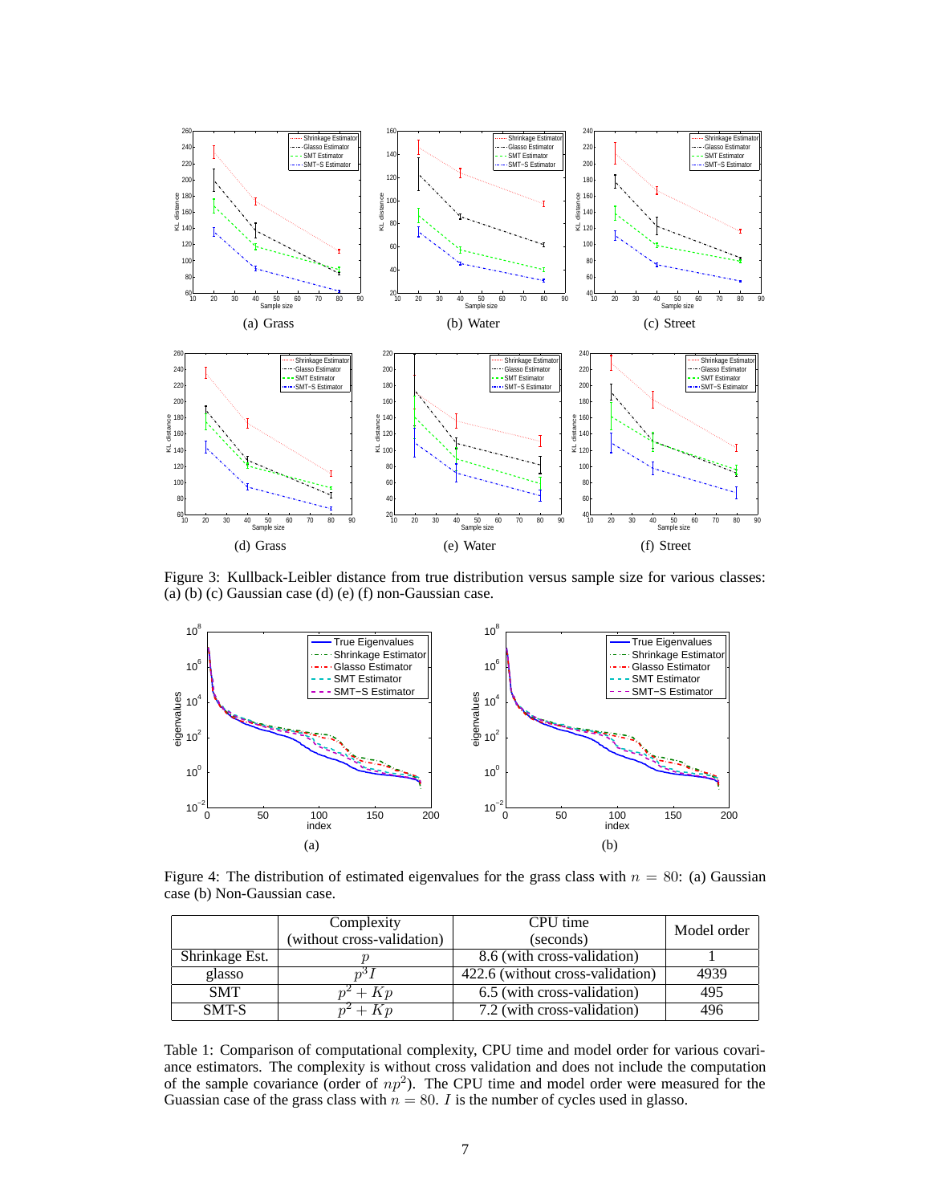Figure 3: Kullback-Leibler distance from true distribution versus sample size for various classes: (a) (b) (c) Gaussian case (d) (e) (f) non-Gaussian case.

Figure 4: The distribution of estimated eigenvalues for the grass class with $n = 80$: (a) Gaussian case (b) Non-Gaussian case.

| | Complexity (without cross-validation) | CPU time (seconds) | Model order |
|---|---|---|---|
| Shrinkage Est. | $p$ | 8.6 (with cross-validation) | 1 |
| glasso | $p^3 I$ | 422.6 (without cross-validation) | 4939 |
| SMT | $p^2 + Kp$ | 6.5 (with cross-validation) | 495 |
| SMT-S | $p^2 + Kp$ | 7.2 (with cross-validation) | 496 |

Table 1: Comparison of computational complexity, CPU time and model order for various covariance estimators. The complexity is without cross validation and does not include the computation of the sample covariance (order of $np^2$). The CPU time and model order were measured for the Guassian case of the grass class with $n = 80$. $I$ is the number of cycles used in glasso.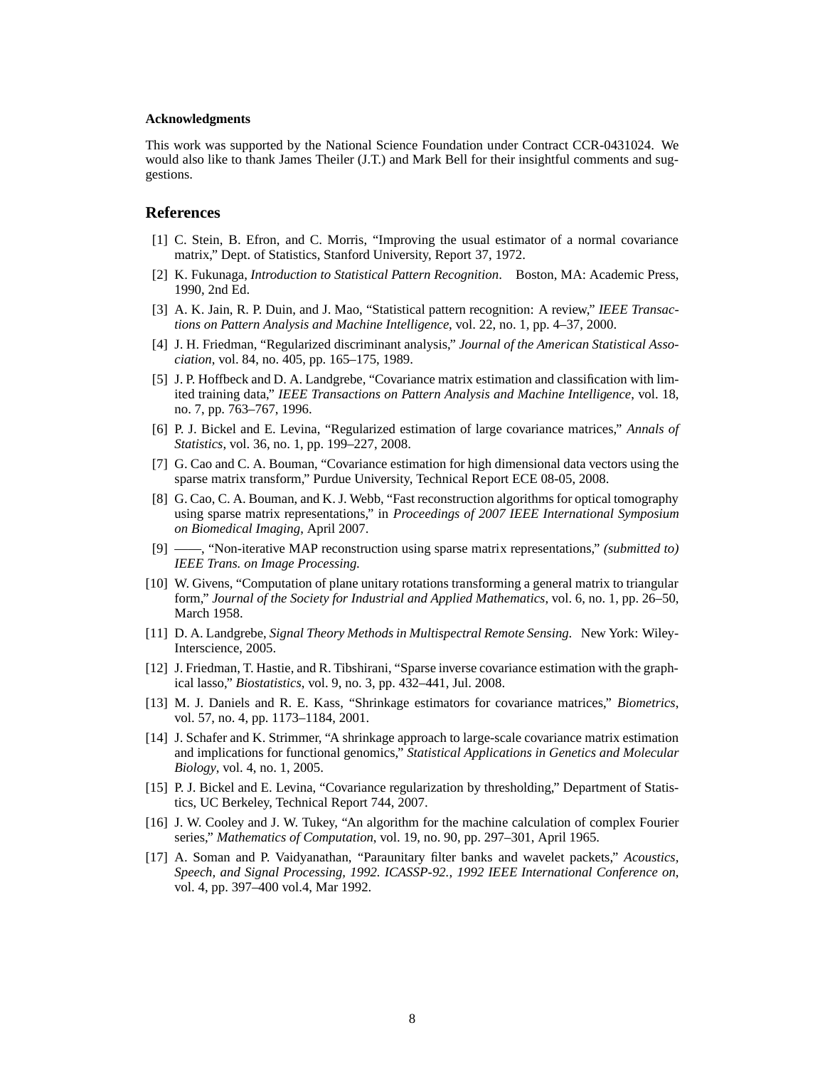**Acknowledgments**

This work was supported by the National Science Foundation under Contract CCR-0431024. We would also like to thank James Theiler (J.T.) and Mark Bell for their insightful comments and suggestions.

## References

[1] C. Stein, B. Efron, and C. Morris, "Improving the usual estimator of a normal covariance matrix," Dept. of Statistics, Stanford University, Report 37, 1972.

[2] K. Fukunaga, *Introduction to Statistical Pattern Recognition*. Boston, MA: Academic Press, 1990, 2nd Ed.

[3] A. K. Jain, R. P. Duin, and J. Mao, "Statistical pattern recognition: A review," *IEEE Transactions on Pattern Analysis and Machine Intelligence*, vol. 22, no. 1, pp. 4–37, 2000.

[4] J. H. Friedman, "Regularized discriminant analysis," *Journal of the American Statistical Association*, vol. 84, no. 405, pp. 165–175, 1989.

[5] J. P. Hoffbeck and D. A. Landgrebe, "Covariance matrix estimation and classification with limited training data," *IEEE Transactions on Pattern Analysis and Machine Intelligence*, vol. 18, no. 7, pp. 763–767, 1996.

[6] P. J. Bickel and E. Levina, "Regularized estimation of large covariance matrices," *Annals of Statistics*, vol. 36, no. 1, pp. 199–227, 2008.

[7] G. Cao and C. A. Bouman, "Covariance estimation for high dimensional data vectors using the sparse matrix transform," Purdue University, Technical Report ECE 08-05, 2008.

[8] G. Cao, C. A. Bouman, and K. J. Webb, "Fast reconstruction algorithms for optical tomography using sparse matrix representations," in *Proceedings of 2007 IEEE International Symposium on Biomedical Imaging*, April 2007.

[9] ——, "Non-iterative MAP reconstruction using sparse matrix representations," *(submitted to) IEEE Trans. on Image Processing.*

[10] W. Givens, "Computation of plane unitary rotations transforming a general matrix to triangular form," *Journal of the Society for Industrial and Applied Mathematics*, vol. 6, no. 1, pp. 26–50, March 1958.

[11] D. A. Landgrebe, *Signal Theory Methods in Multispectral Remote Sensing*. New York: Wiley-Interscience, 2005.

[12] J. Friedman, T. Hastie, and R. Tibshirani, "Sparse inverse covariance estimation with the graphical lasso," *Biostatistics*, vol. 9, no. 3, pp. 432–441, Jul. 2008.

[13] M. J. Daniels and R. E. Kass, "Shrinkage estimators for covariance matrices," *Biometrics*, vol. 57, no. 4, pp. 1173–1184, 2001.

[14] J. Schafer and K. Strimmer, "A shrinkage approach to large-scale covariance matrix estimation and implications for functional genomics," *Statistical Applications in Genetics and Molecular Biology*, vol. 4, no. 1, 2005.

[15] P. J. Bickel and E. Levina, "Covariance regularization by thresholding," Department of Statistics, UC Berkeley, Technical Report 744, 2007.

[16] J. W. Cooley and J. W. Tukey, "An algorithm for the machine calculation of complex Fourier series," *Mathematics of Computation*, vol. 19, no. 90, pp. 297–301, April 1965.

[17] A. Soman and P. Vaidyanathan, "Paraunitary filter banks and wavelet packets," *Acoustics, Speech, and Signal Processing, 1992. ICASSP-92., 1992 IEEE International Conference on*, vol. 4, pp. 397–400 vol.4, Mar 1992.